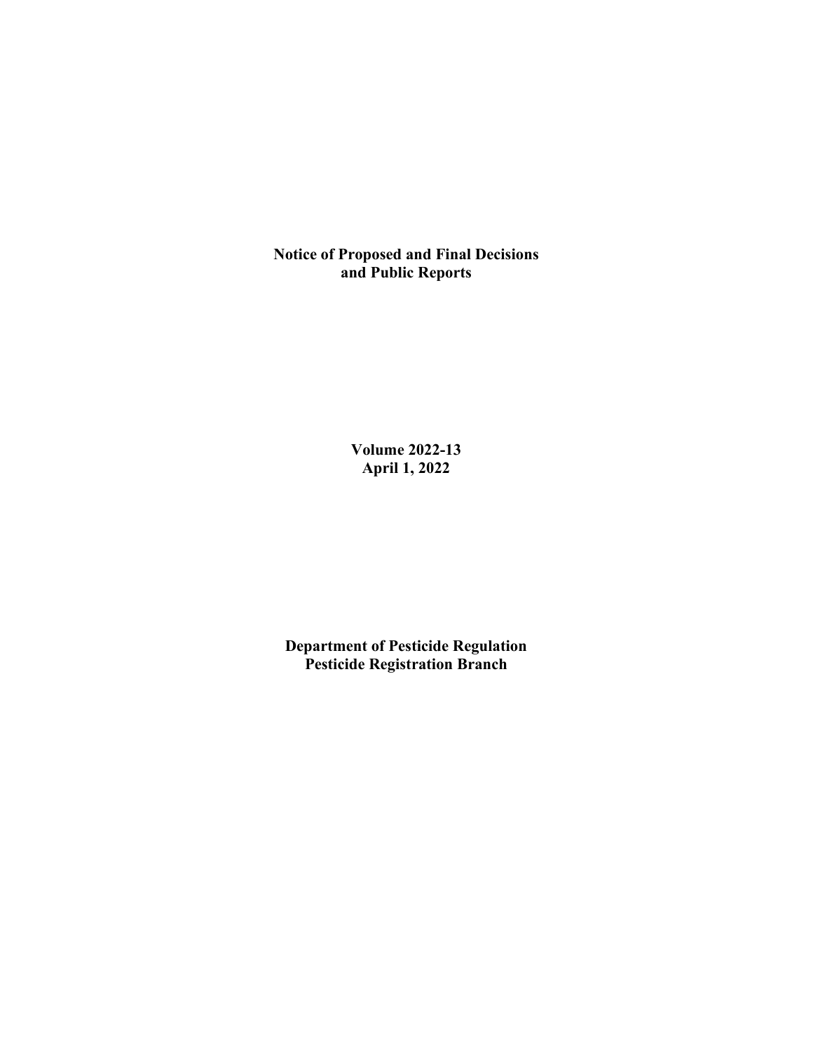# Notice of Proposed and Final Decisions and Public Reports

**Volume 2022-13**
**April 1, 2022**

**Department of Pesticide Regulation**
**Pesticide Registration Branch**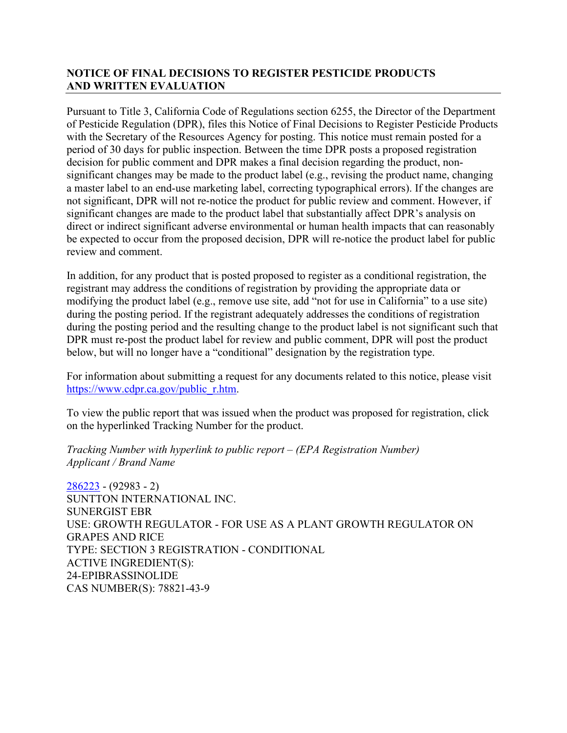## NOTICE OF FINAL DECISIONS TO REGISTER PESTICIDE PRODUCTS AND WRITTEN EVALUATION

Pursuant to Title 3, California Code of Regulations section 6255, the Director of the Department of Pesticide Regulation (DPR), files this Notice of Final Decisions to Register Pesticide Products with the Secretary of the Resources Agency for posting. This notice must remain posted for a period of 30 days for public inspection. Between the time DPR posts a proposed registration decision for public comment and DPR makes a final decision regarding the product, non-significant changes may be made to the product label (e.g., revising the product name, changing a master label to an end-use marketing label, correcting typographical errors). If the changes are not significant, DPR will not re-notice the product for public review and comment. However, if significant changes are made to the product label that substantially affect DPR's analysis on direct or indirect significant adverse environmental or human health impacts that can reasonably be expected to occur from the proposed decision, DPR will re-notice the product label for public review and comment.

In addition, for any product that is posted proposed to register as a conditional registration, the registrant may address the conditions of registration by providing the appropriate data or modifying the product label (e.g., remove use site, add "not for use in California" to a use site) during the posting period. If the registrant adequately addresses the conditions of registration during the posting period and the resulting change to the product label is not significant such that DPR must re-post the product label for review and public comment, DPR will post the product below, but will no longer have a "conditional" designation by the registration type.

For information about submitting a request for any documents related to this notice, please visit https://www.cdpr.ca.gov/public_r.htm.

To view the public report that was issued when the product was proposed for registration, click on the hyperlinked Tracking Number for the product.

*Tracking Number with hyperlink to public report – (EPA Registration Number)*
*Applicant / Brand Name*

286223 - (92983 - 2)
SUNTTON INTERNATIONAL INC.
SUNERGIST EBR
USE: GROWTH REGULATOR - FOR USE AS A PLANT GROWTH REGULATOR ON GRAPES AND RICE
TYPE: SECTION 3 REGISTRATION - CONDITIONAL
ACTIVE INGREDIENT(S):
24-EPIBRASSINOLIDE
CAS NUMBER(S): 78821-43-9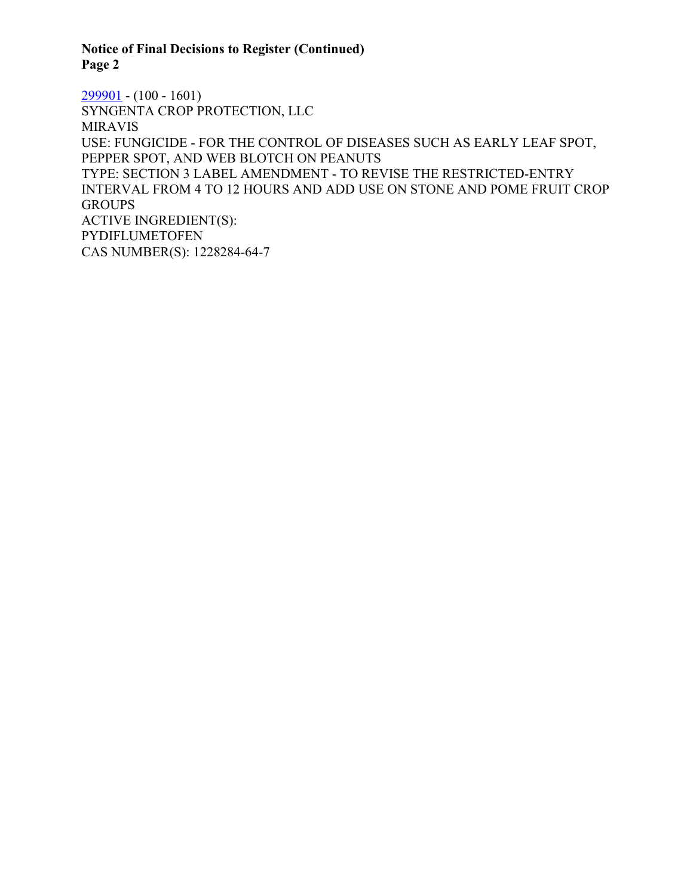[299901](299901) - (100 - 1601)
SYNGENTA CROP PROTECTION, LLC
MIRAVIS
USE: FUNGICIDE - FOR THE CONTROL OF DISEASES SUCH AS EARLY LEAF SPOT, PEPPER SPOT, AND WEB BLOTCH ON PEANUTS
TYPE: SECTION 3 LABEL AMENDMENT - TO REVISE THE RESTRICTED-ENTRY INTERVAL FROM 4 TO 12 HOURS AND ADD USE ON STONE AND POME FRUIT CROP GROUPS
ACTIVE INGREDIENT(S):
PYDIFLUMETOFEN
CAS NUMBER(S): 1228284-64-7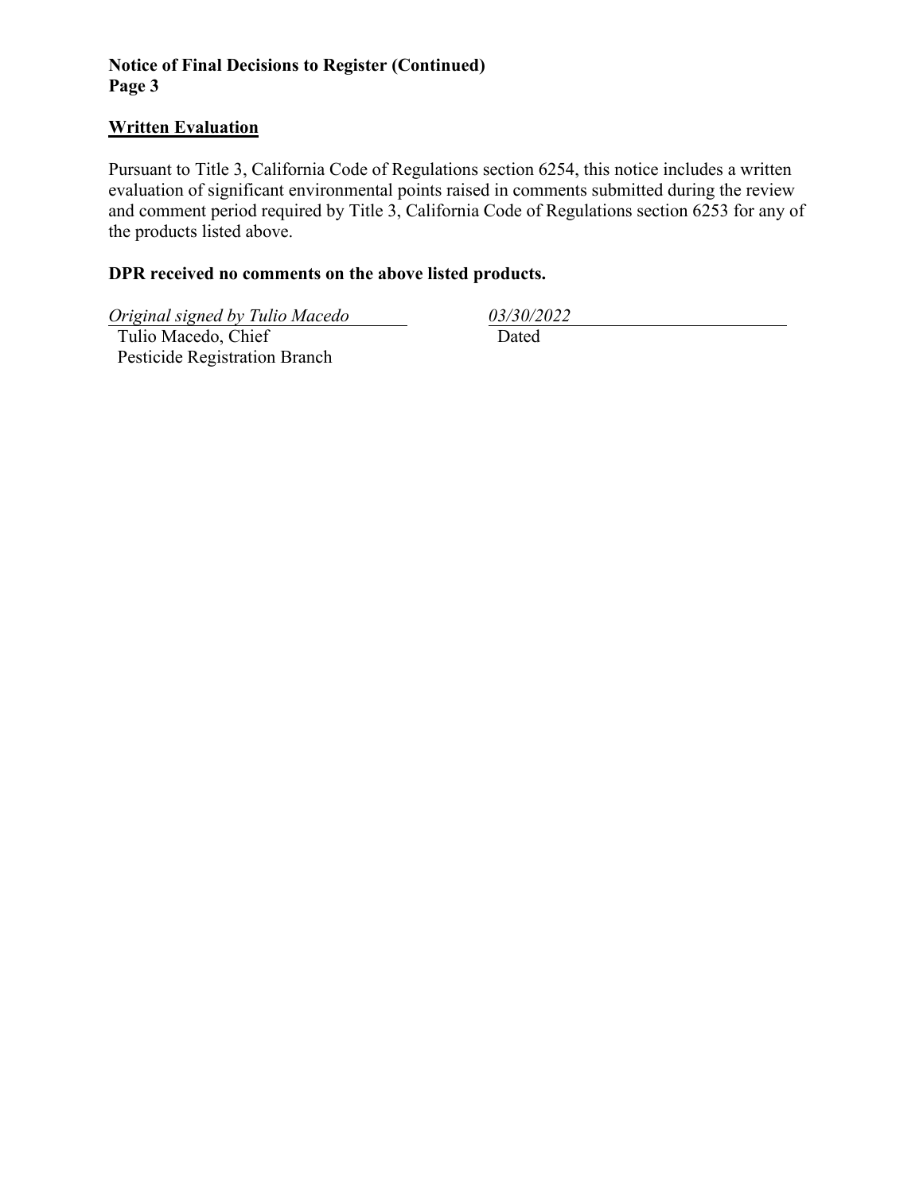**Notice of Final Decisions to Register (Continued)**
**Page 3**

## Written Evaluation

Pursuant to Title 3, California Code of Regulations section 6254, this notice includes a written evaluation of significant environmental points raised in comments submitted during the review and comment period required by Title 3, California Code of Regulations section 6253 for any of the products listed above.

**DPR received no comments on the above listed products.**

*Original signed by Tulio Macedo*
Tulio Macedo, Chief
Pesticide Registration Branch

*03/30/2022*
Dated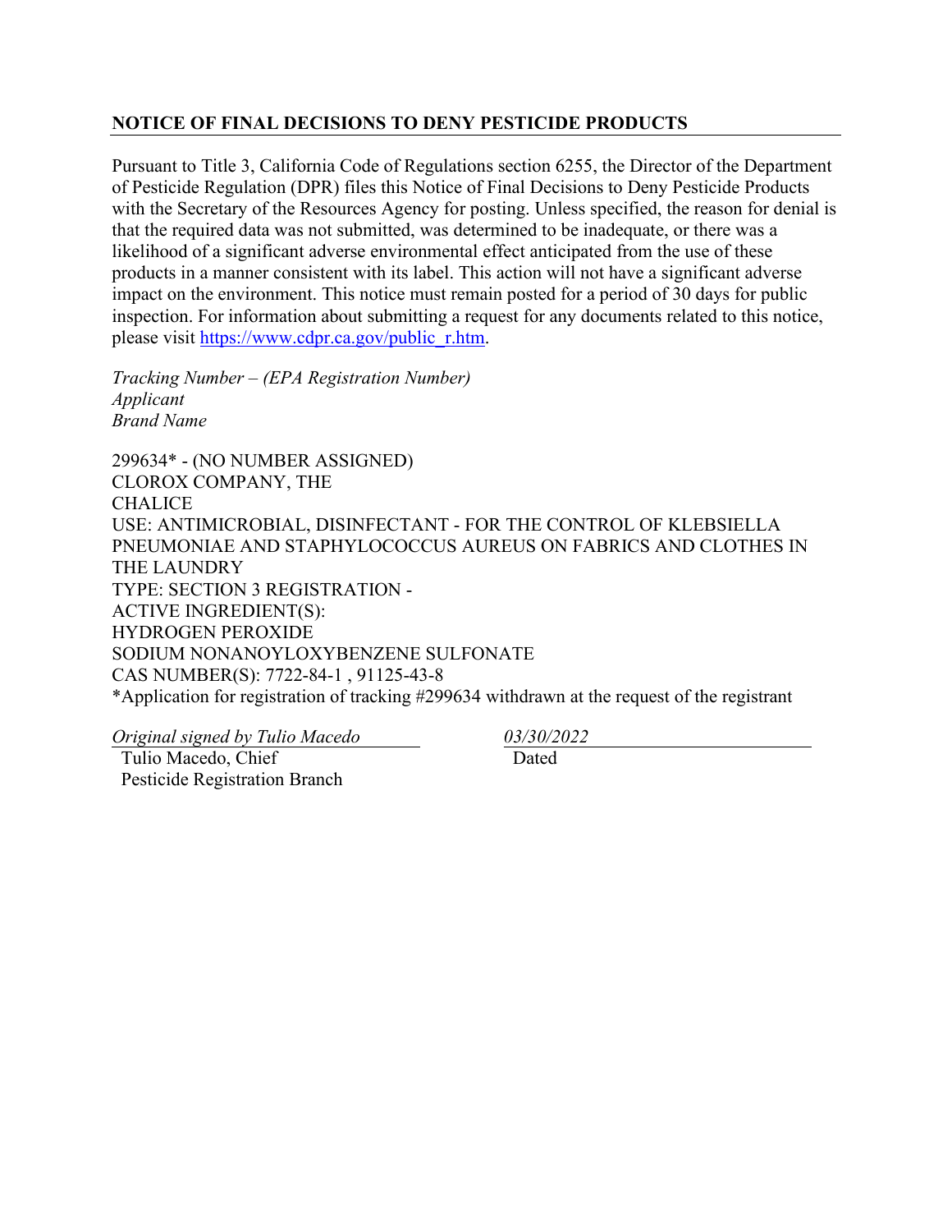## NOTICE OF FINAL DECISIONS TO DENY PESTICIDE PRODUCTS

Pursuant to Title 3, California Code of Regulations section 6255, the Director of the Department of Pesticide Regulation (DPR) files this Notice of Final Decisions to Deny Pesticide Products with the Secretary of the Resources Agency for posting. Unless specified, the reason for denial is that the required data was not submitted, was determined to be inadequate, or there was a likelihood of a significant adverse environmental effect anticipated from the use of these products in a manner consistent with its label. This action will not have a significant adverse impact on the environment. This notice must remain posted for a period of 30 days for public inspection. For information about submitting a request for any documents related to this notice, please visit https://www.cdpr.ca.gov/public_r.htm.

*Tracking Number – (EPA Registration Number)*
*Applicant*
*Brand Name*

299634* - (NO NUMBER ASSIGNED)
CLOROX COMPANY, THE
CHALICE
USE: ANTIMICROBIAL, DISINFECTANT - FOR THE CONTROL OF KLEBSIELLA PNEUMONIAE AND STAPHYLOCOCCUS AUREUS ON FABRICS AND CLOTHES IN THE LAUNDRY
TYPE: SECTION 3 REGISTRATION -
ACTIVE INGREDIENT(S):
HYDROGEN PEROXIDE
SODIUM NONANOYLOXYBENZENE SULFONATE
CAS NUMBER(S): 7722-84-1 , 91125-43-8
*Application for registration of tracking #299634 withdrawn at the request of the registrant

*Original signed by Tulio Macedo*
Tulio Macedo, Chief
Pesticide Registration Branch

*03/30/2022*
Dated